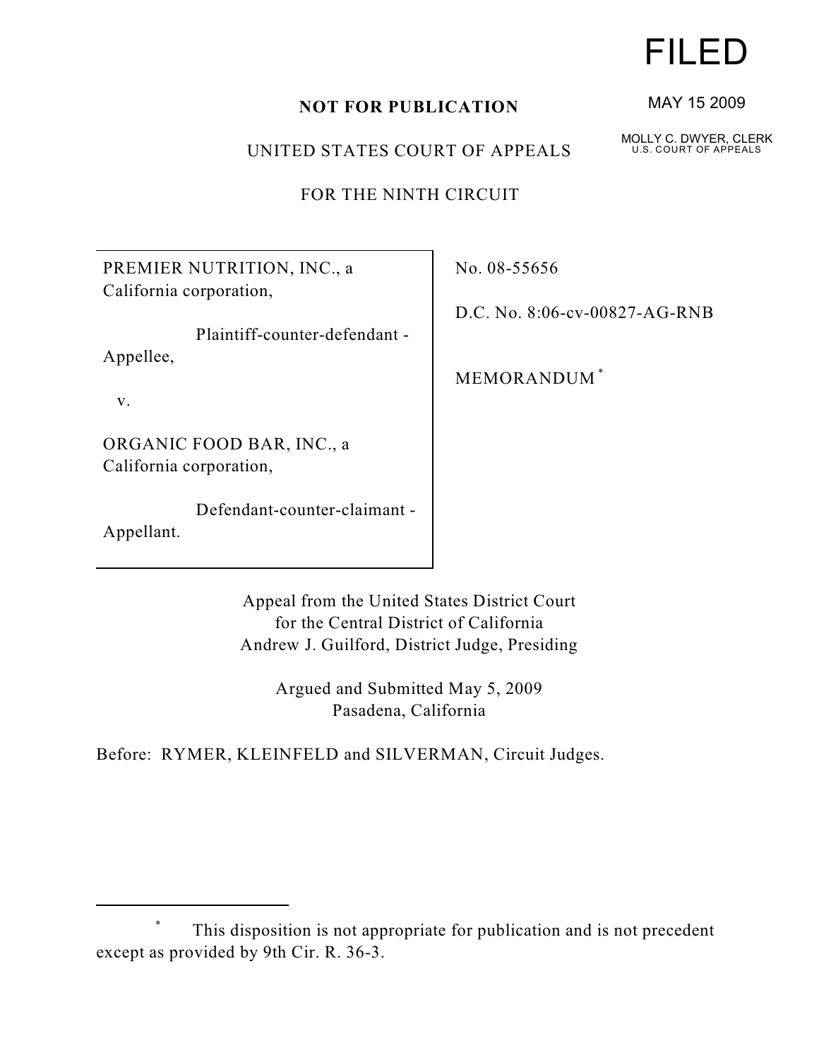FILED

MAY 15 2009

MOLLY C. DWYER, CLERK
U.S. COURT OF APPEALS

**NOT FOR PUBLICATION**

UNITED STATES COURT OF APPEALS

FOR THE NINTH CIRCUIT

PREMIER NUTRITION, INC., a California corporation,

Plaintiff-counter-defendant - Appellee,

v.

ORGANIC FOOD BAR, INC., a California corporation,

Defendant-counter-claimant - Appellant.

No. 08-55656

D.C. No. 8:06-cv-00827-AG-RNB

MEMORANDUM [*]

Appeal from the United States District Court
for the Central District of California
Andrew J. Guilford, District Judge, Presiding

Argued and Submitted May 5, 2009
Pasadena, California

Before: RYMER, KLEINFELD and SILVERMAN, Circuit Judges.

---

[*] This disposition is not appropriate for publication and is not precedent except as provided by 9th Cir. R. 36-3.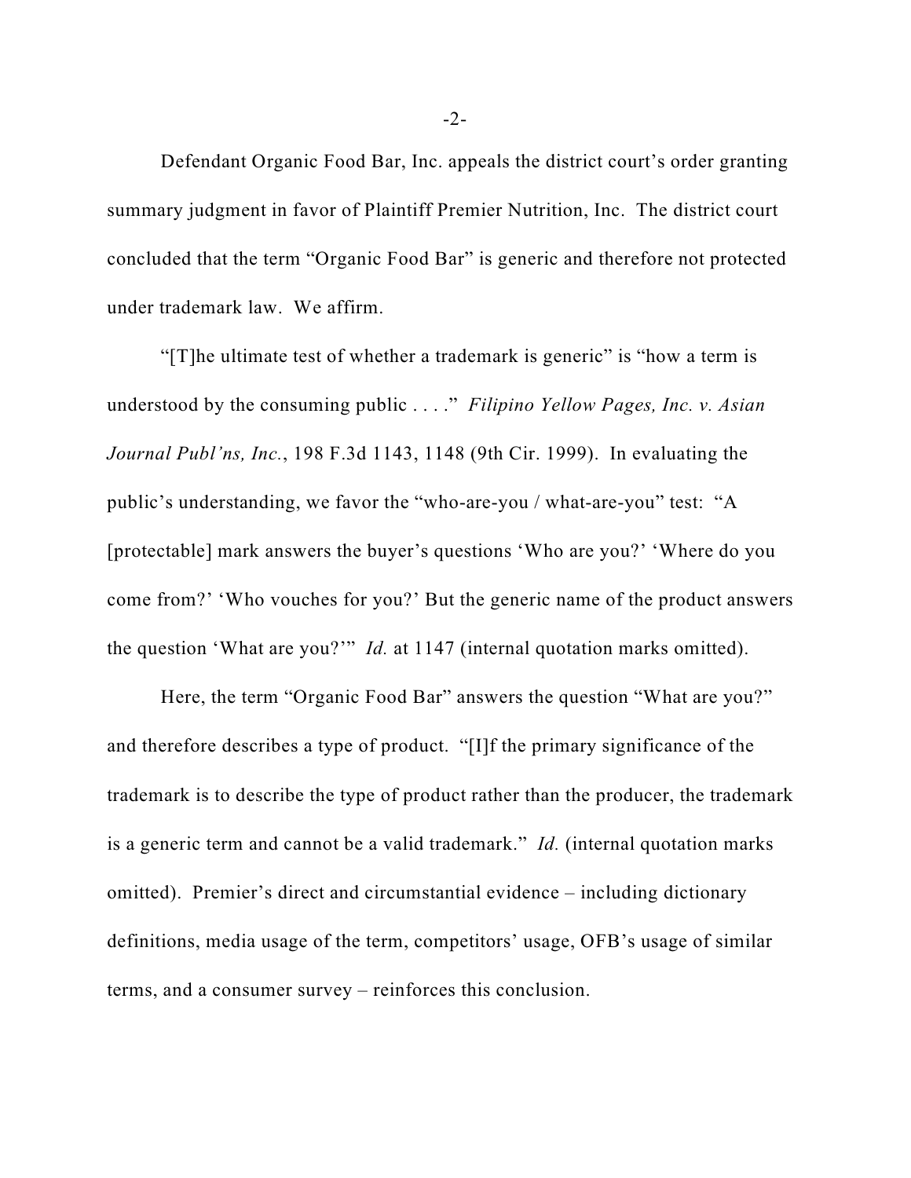Defendant Organic Food Bar, Inc. appeals the district court's order granting summary judgment in favor of Plaintiff Premier Nutrition, Inc. The district court concluded that the term "Organic Food Bar" is generic and therefore not protected under trademark law. We affirm.

"[T]he ultimate test of whether a trademark is generic" is "how a term is understood by the consuming public . . . ." *Filipino Yellow Pages, Inc. v. Asian Journal Publ'ns, Inc.*, 198 F.3d 1143, 1148 (9th Cir. 1999). In evaluating the public's understanding, we favor the "who-are-you / what-are-you" test: "A [protectable] mark answers the buyer's questions 'Who are you?' 'Where do you come from?' 'Who vouches for you?' But the generic name of the product answers the question 'What are you?'" *Id.* at 1147 (internal quotation marks omitted).

Here, the term "Organic Food Bar" answers the question "What are you?" and therefore describes a type of product. "[I]f the primary significance of the trademark is to describe the type of product rather than the producer, the trademark is a generic term and cannot be a valid trademark." *Id.* (internal quotation marks omitted). Premier's direct and circumstantial evidence – including dictionary definitions, media usage of the term, competitors' usage, OFB's usage of similar terms, and a consumer survey – reinforces this conclusion.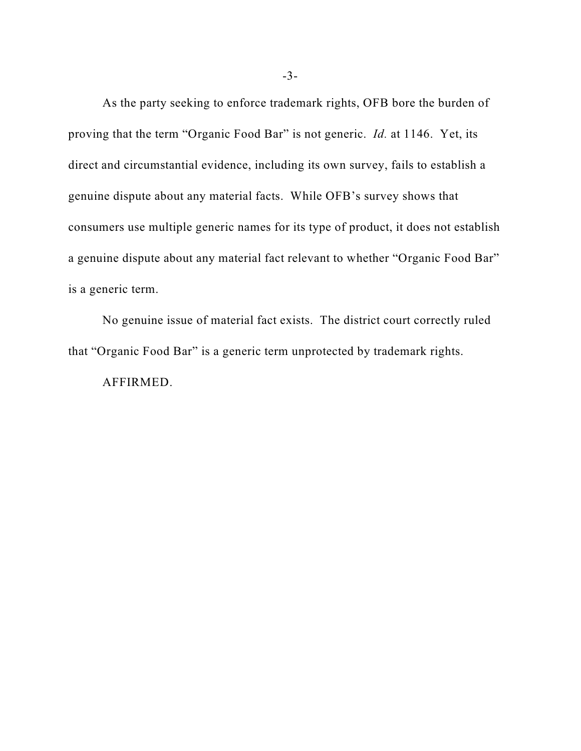As the party seeking to enforce trademark rights, OFB bore the burden of proving that the term "Organic Food Bar" is not generic. *Id.* at 1146. Yet, its direct and circumstantial evidence, including its own survey, fails to establish a genuine dispute about any material facts. While OFB's survey shows that consumers use multiple generic names for its type of product, it does not establish a genuine dispute about any material fact relevant to whether "Organic Food Bar" is a generic term.

No genuine issue of material fact exists. The district court correctly ruled that "Organic Food Bar" is a generic term unprotected by trademark rights.

AFFIRMED.